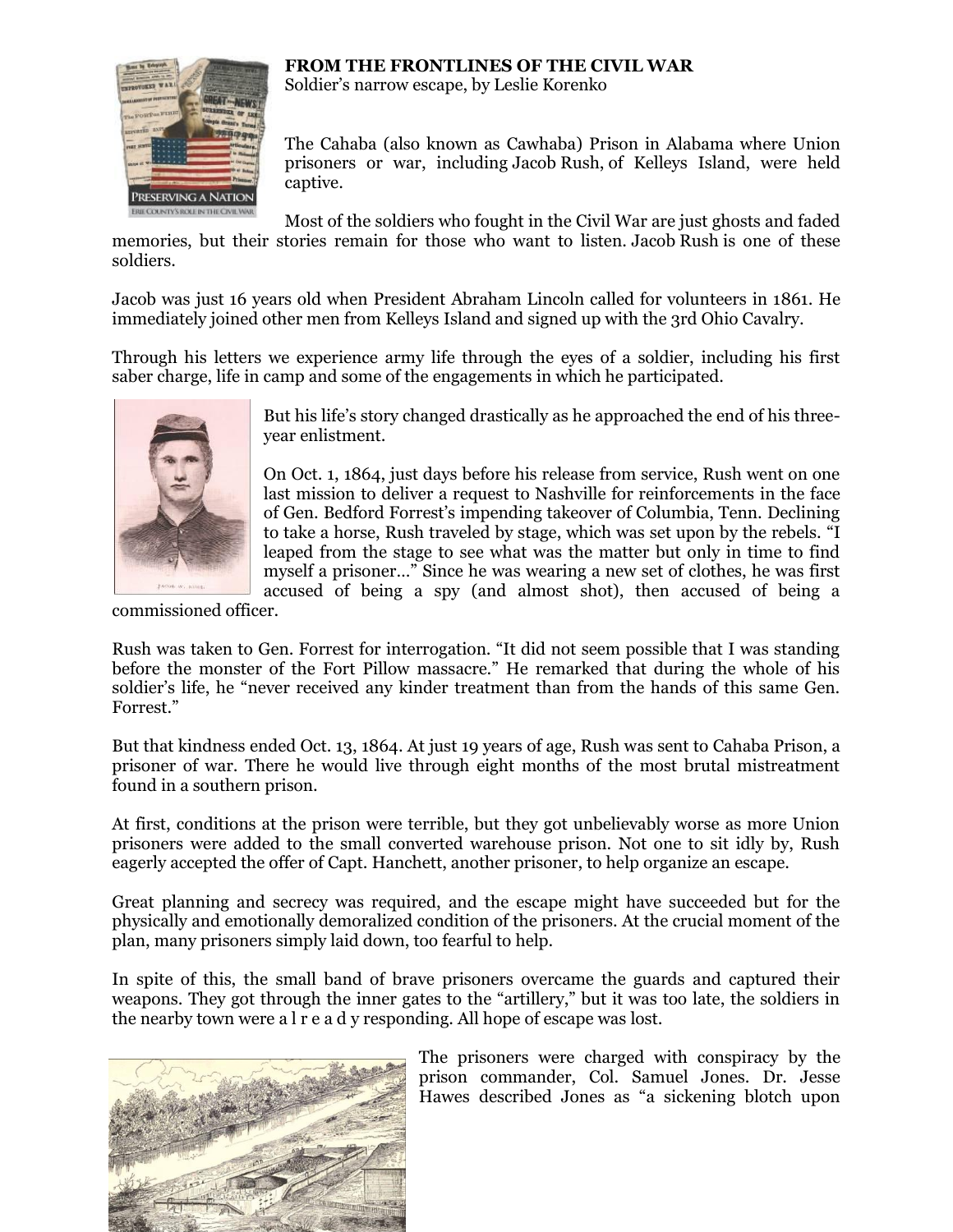**FROM THE FRONTLINES OF THE CIVIL WAR**
Soldier's narrow escape, by Leslie Korenko

The Cahaba (also known as Cawhaba) Prison in Alabama where Union prisoners or war, including Jacob Rush, of Kelleys Island, were held captive.

Most of the soldiers who fought in the Civil War are just ghosts and faded memories, but their stories remain for those who want to listen. Jacob Rush is one of these soldiers.

Jacob was just 16 years old when President Abraham Lincoln called for volunteers in 1861. He immediately joined other men from Kelleys Island and signed up with the 3rd Ohio Cavalry.

Through his letters we experience army life through the eyes of a soldier, including his first saber charge, life in camp and some of the engagements in which he participated.

But his life's story changed drastically as he approached the end of his three-year enlistment.

On Oct. 1, 1864, just days before his release from service, Rush went on one last mission to deliver a request to Nashville for reinforcements in the face of Gen. Bedford Forrest's impending takeover of Columbia, Tenn. Declining to take a horse, Rush traveled by stage, which was set upon by the rebels. "I leaped from the stage to see what was the matter but only in time to find myself a prisoner…" Since he was wearing a new set of clothes, he was first accused of being a spy (and almost shot), then accused of being a commissioned officer.

Rush was taken to Gen. Forrest for interrogation. "It did not seem possible that I was standing before the monster of the Fort Pillow massacre." He remarked that during the whole of his soldier's life, he "never received any kinder treatment than from the hands of this same Gen. Forrest."

But that kindness ended Oct. 13, 1864. At just 19 years of age, Rush was sent to Cahaba Prison, a prisoner of war. There he would live through eight months of the most brutal mistreatment found in a southern prison.

At first, conditions at the prison were terrible, but they got unbelievably worse as more Union prisoners were added to the small converted warehouse prison. Not one to sit idly by, Rush eagerly accepted the offer of Capt. Hanchett, another prisoner, to help organize an escape.

Great planning and secrecy was required, and the escape might have succeeded but for the physically and emotionally demoralized condition of the prisoners. At the crucial moment of the plan, many prisoners simply laid down, too fearful to help.

In spite of this, the small band of brave prisoners overcame the guards and captured their weapons. They got through the inner gates to the "artillery," but it was too late, the soldiers in the nearby town were a l r e a d y responding. All hope of escape was lost.

The prisoners were charged with conspiracy by the prison commander, Col. Samuel Jones. Dr. Jesse Hawes described Jones as "a sickening blotch upon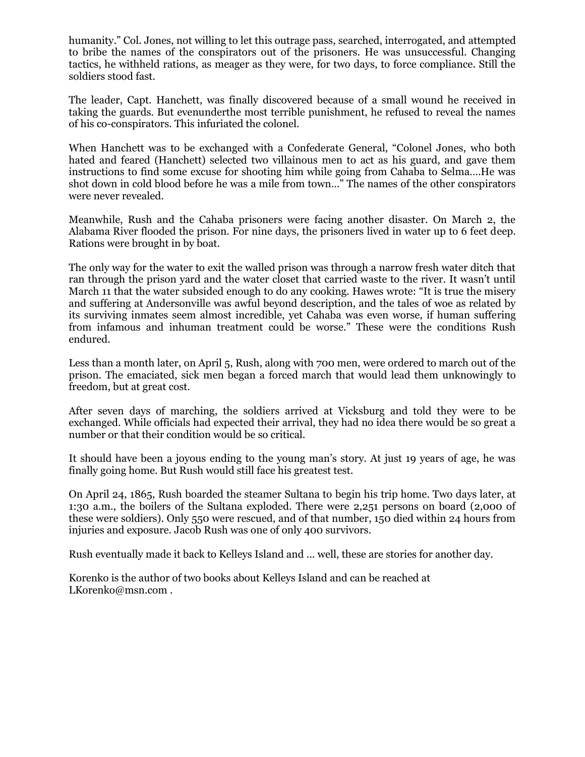humanity." Col. Jones, not willing to let this outrage pass, searched, interrogated, and attempted to bribe the names of the conspirators out of the prisoners. He was unsuccessful. Changing tactics, he withheld rations, as meager as they were, for two days, to force compliance. Still the soldiers stood fast.

The leader, Capt. Hanchett, was finally discovered because of a small wound he received in taking the guards. But evenunderthe most terrible punishment, he refused to reveal the names of his co-conspirators. This infuriated the colonel.

When Hanchett was to be exchanged with a Confederate General, "Colonel Jones, who both hated and feared (Hanchett) selected two villainous men to act as his guard, and gave them instructions to find some excuse for shooting him while going from Cahaba to Selma….He was shot down in cold blood before he was a mile from town…" The names of the other conspirators were never revealed.

Meanwhile, Rush and the Cahaba prisoners were facing another disaster. On March 2, the Alabama River flooded the prison. For nine days, the prisoners lived in water up to 6 feet deep. Rations were brought in by boat.

The only way for the water to exit the walled prison was through a narrow fresh water ditch that ran through the prison yard and the water closet that carried waste to the river. It wasn't until March 11 that the water subsided enough to do any cooking. Hawes wrote: "It is true the misery and suffering at Andersonville was awful beyond description, and the tales of woe as related by its surviving inmates seem almost incredible, yet Cahaba was even worse, if human suffering from infamous and inhuman treatment could be worse." These were the conditions Rush endured.

Less than a month later, on April 5, Rush, along with 700 men, were ordered to march out of the prison. The emaciated, sick men began a forced march that would lead them unknowingly to freedom, but at great cost.

After seven days of marching, the soldiers arrived at Vicksburg and told they were to be exchanged. While officials had expected their arrival, they had no idea there would be so great a number or that their condition would be so critical.

It should have been a joyous ending to the young man's story. At just 19 years of age, he was finally going home. But Rush would still face his greatest test.

On April 24, 1865, Rush boarded the steamer Sultana to begin his trip home. Two days later, at 1:30 a.m., the boilers of the Sultana exploded. There were 2,251 persons on board (2,000 of these were soldiers). Only 550 were rescued, and of that number, 150 died within 24 hours from injuries and exposure. Jacob Rush was one of only 400 survivors.

Rush eventually made it back to Kelleys Island and … well, these are stories for another day.

Korenko is the author of two books about Kelleys Island and can be reached at LKorenko@msn.com .